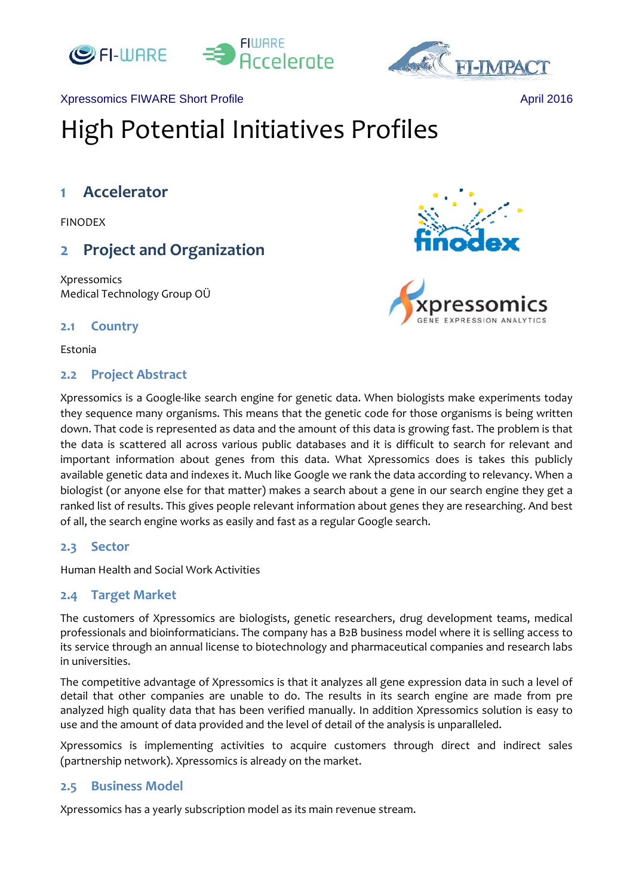Xpressomics FIWARE Short Profile

April 2016

# High Potential Initiatives Profiles

## 1 Accelerator

FINODEX

## 2 Project and Organization

Xpressomics
Medical Technology Group OÜ

### 2.1 Country

Estonia

### 2.2 Project Abstract

Xpressomics is a Google-like search engine for genetic data. When biologists make experiments today they sequence many organisms. This means that the genetic code for those organisms is being written down. That code is represented as data and the amount of this data is growing fast. The problem is that the data is scattered all across various public databases and it is difficult to search for relevant and important information about genes from this data. What Xpressomics does is takes this publicly available genetic data and indexes it. Much like Google we rank the data according to relevancy. When a biologist (or anyone else for that matter) makes a search about a gene in our search engine they get a ranked list of results. This gives people relevant information about genes they are researching. And best of all, the search engine works as easily and fast as a regular Google search.

### 2.3 Sector

Human Health and Social Work Activities

### 2.4 Target Market

The customers of Xpressomics are biologists, genetic researchers, drug development teams, medical professionals and bioinformaticians. The company has a B2B business model where it is selling access to its service through an annual license to biotechnology and pharmaceutical companies and research labs in universities.

The competitive advantage of Xpressomics is that it analyzes all gene expression data in such a level of detail that other companies are unable to do. The results in its search engine are made from pre analyzed high quality data that has been verified manually. In addition Xpressomics solution is easy to use and the amount of data provided and the level of detail of the analysis is unparalleled.

Xpressomics is implementing activities to acquire customers through direct and indirect sales (partnership network). Xpressomics is already on the market.

### 2.5 Business Model

Xpressomics has a yearly subscription model as its main revenue stream.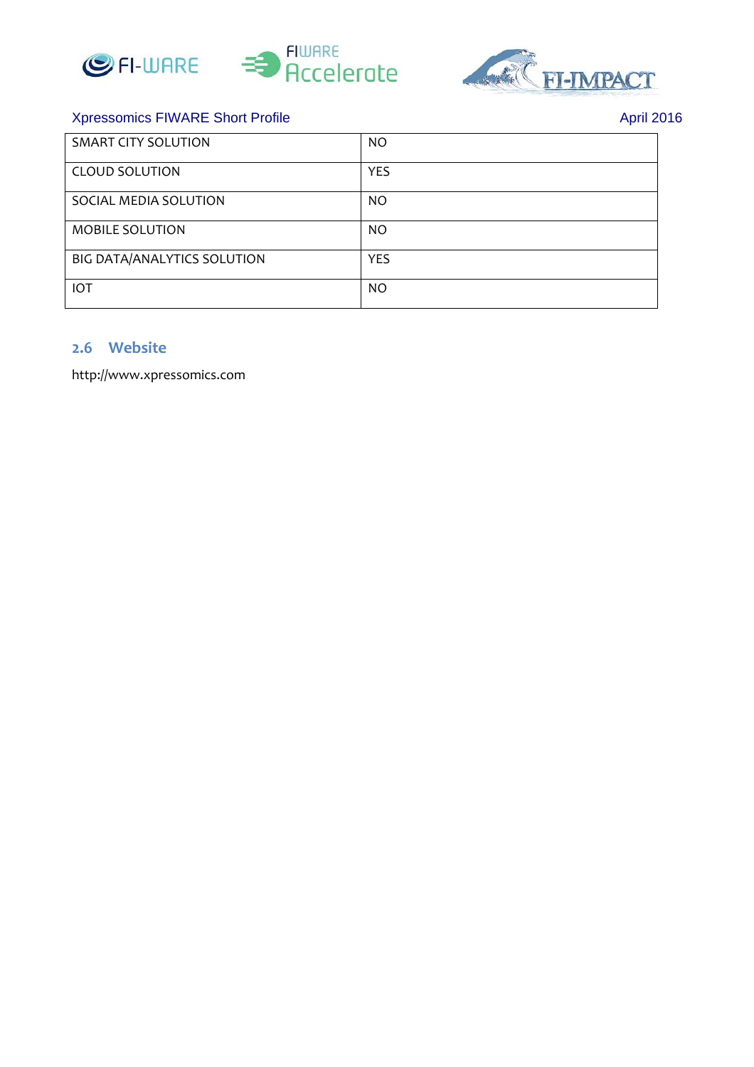| | |
|---|---|
| SMART CITY SOLUTION | NO |
| CLOUD SOLUTION | YES |
| SOCIAL MEDIA SOLUTION | NO |
| MOBILE SOLUTION | NO |
| BIG DATA/ANALYTICS SOLUTION | YES |
| IOT | NO |

## 2.6 Website

http://www.xpressomics.com